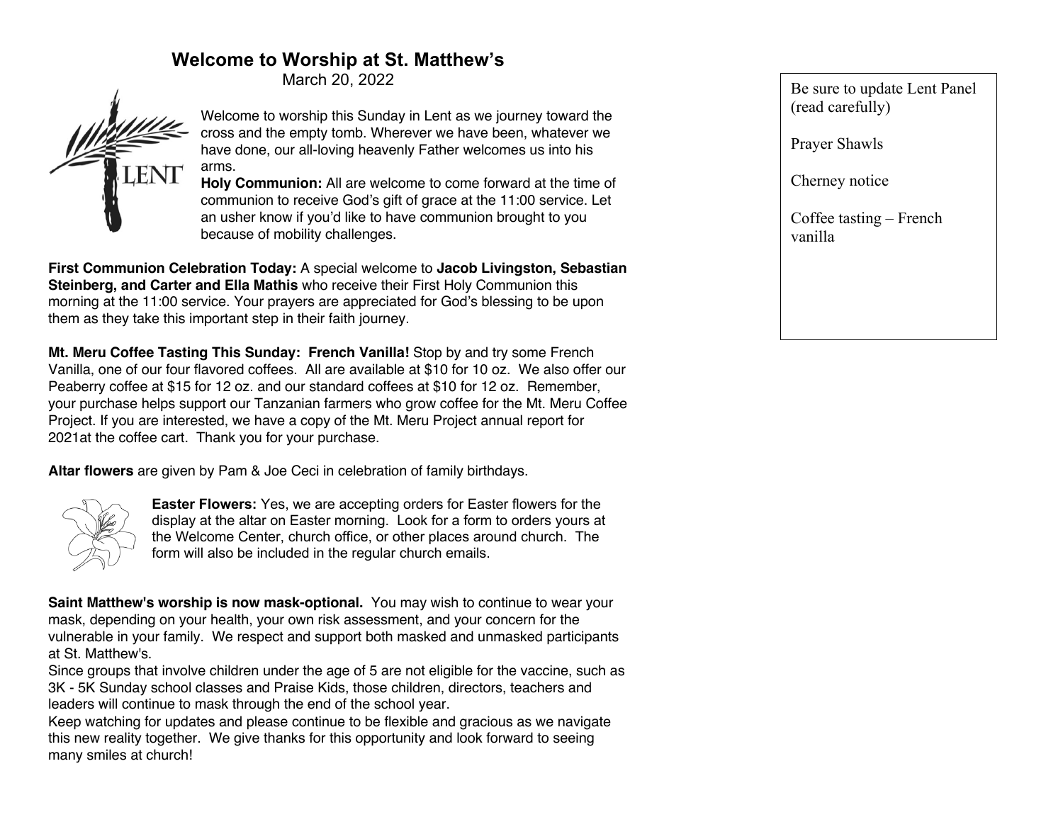# Welcome to Worship at St. Matthew's

March 20, 2022

Welcome to worship this Sunday in Lent as we journey toward the cross and the empty tomb. Wherever we have been, whatever we have done, our all-loving heavenly Father welcomes us into his arms.

**Holy Communion:** All are welcome to come forward at the time of communion to receive God's gift of grace at the 11:00 service. Let an usher know if you'd like to have communion brought to you because of mobility challenges.

**First Communion Celebration Today:** A special welcome to **Jacob Livingston, Sebastian Steinberg, and Carter and Ella Mathis** who receive their First Holy Communion this morning at the 11:00 service. Your prayers are appreciated for God's blessing to be upon them as they take this important step in their faith journey.

**Mt. Meru Coffee Tasting This Sunday: French Vanilla!** Stop by and try some French Vanilla, one of our four flavored coffees. All are available at $10 for 10 oz. We also offer our Peaberry coffee at $15 for 12 oz. and our standard coffees at $10 for 12 oz. Remember, your purchase helps support our Tanzanian farmers who grow coffee for the Mt. Meru Coffee Project. If you are interested, we have a copy of the Mt. Meru Project annual report for 2021at the coffee cart. Thank you for your purchase.

**Altar flowers** are given by Pam & Joe Ceci in celebration of family birthdays.

**Easter Flowers:** Yes, we are accepting orders for Easter flowers for the display at the altar on Easter morning. Look for a form to orders yours at the Welcome Center, church office, or other places around church. The form will also be included in the regular church emails.

**Saint Matthew's worship is now mask-optional.** You may wish to continue to wear your mask, depending on your health, your own risk assessment, and your concern for the vulnerable in your family. We respect and support both masked and unmasked participants at St. Matthew's.

Since groups that involve children under the age of 5 are not eligible for the vaccine, such as 3K - 5K Sunday school classes and Praise Kids, those children, directors, teachers and leaders will continue to mask through the end of the school year.

Keep watching for updates and please continue to be flexible and gracious as we navigate this new reality together. We give thanks for this opportunity and look forward to seeing many smiles at church!

Be sure to update Lent Panel (read carefully)

Prayer Shawls

Cherney notice

Coffee tasting – French vanilla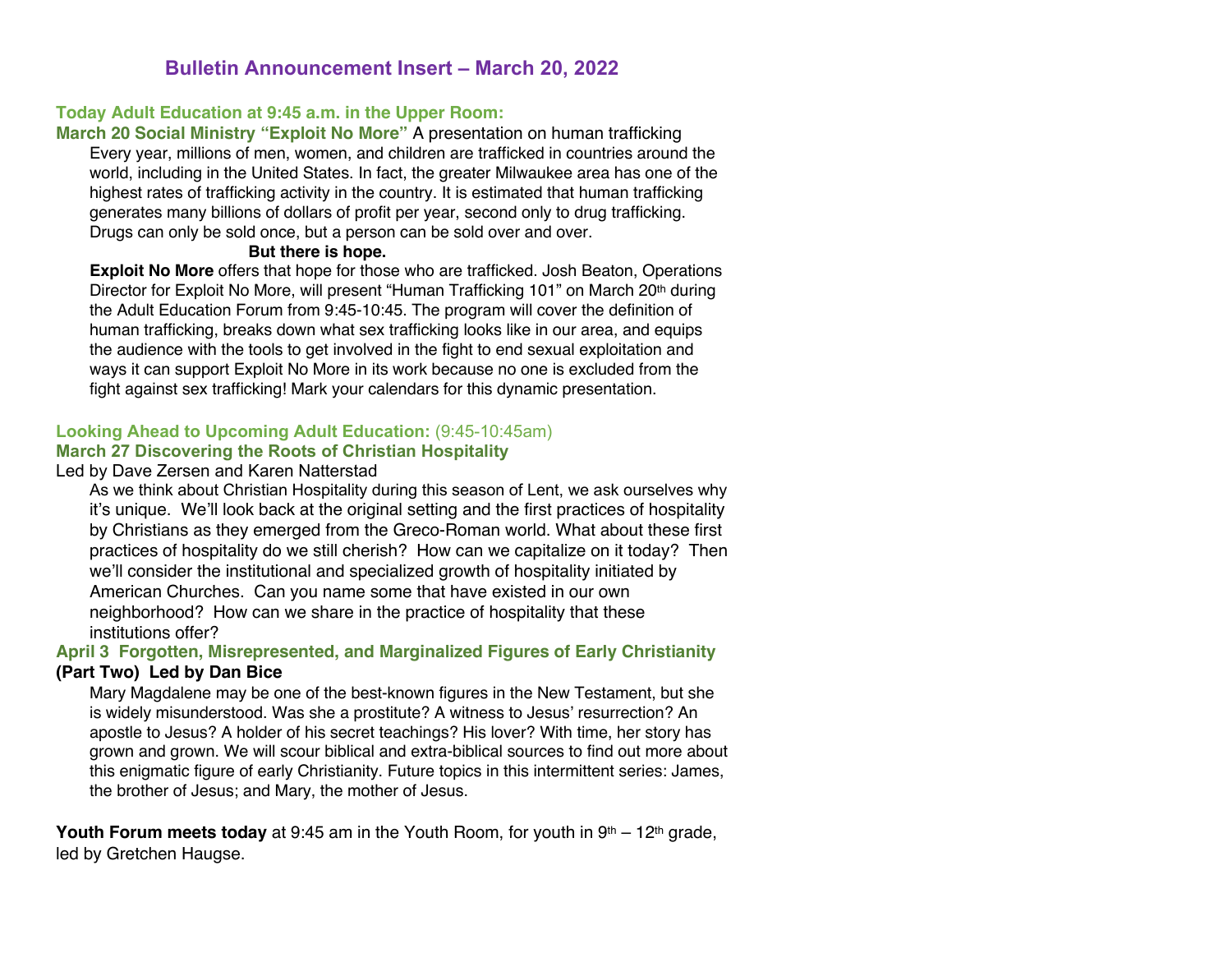## Bulletin Announcement Insert – March 20, 2022

**Today Adult Education at 9:45 a.m. in the Upper Room:**

**March 20 Social Ministry "Exploit No More"** A presentation on human trafficking

Every year, millions of men, women, and children are trafficked in countries around the world, including in the United States. In fact, the greater Milwaukee area has one of the highest rates of trafficking activity in the country. It is estimated that human trafficking generates many billions of dollars of profit per year, second only to drug trafficking. Drugs can only be sold once, but a person can be sold over and over.

**But there is hope.**

**Exploit No More** offers that hope for those who are trafficked. Josh Beaton, Operations Director for Exploit No More, will present "Human Trafficking 101" on March 20th during the Adult Education Forum from 9:45-10:45. The program will cover the definition of human trafficking, breaks down what sex trafficking looks like in our area, and equips the audience with the tools to get involved in the fight to end sexual exploitation and ways it can support Exploit No More in its work because no one is excluded from the fight against sex trafficking! Mark your calendars for this dynamic presentation.

**Looking Ahead to Upcoming Adult Education:** (9:45-10:45am)

**March 27 Discovering the Roots of Christian Hospitality**

Led by Dave Zersen and Karen Natterstad

As we think about Christian Hospitality during this season of Lent, we ask ourselves why it's unique. We'll look back at the original setting and the first practices of hospitality by Christians as they emerged from the Greco-Roman world. What about these first practices of hospitality do we still cherish? How can we capitalize on it today? Then we'll consider the institutional and specialized growth of hospitality initiated by American Churches. Can you name some that have existed in our own neighborhood? How can we share in the practice of hospitality that these institutions offer?

**April 3 Forgotten, Misrepresented, and Marginalized Figures of Early Christianity (Part Two) Led by Dan Bice**

Mary Magdalene may be one of the best-known figures in the New Testament, but she is widely misunderstood. Was she a prostitute? A witness to Jesus' resurrection? An apostle to Jesus? A holder of his secret teachings? His lover? With time, her story has grown and grown. We will scour biblical and extra-biblical sources to find out more about this enigmatic figure of early Christianity. Future topics in this intermittent series: James, the brother of Jesus; and Mary, the mother of Jesus.

**Youth Forum meets today** at 9:45 am in the Youth Room, for youth in 9th – 12th grade, led by Gretchen Haugse.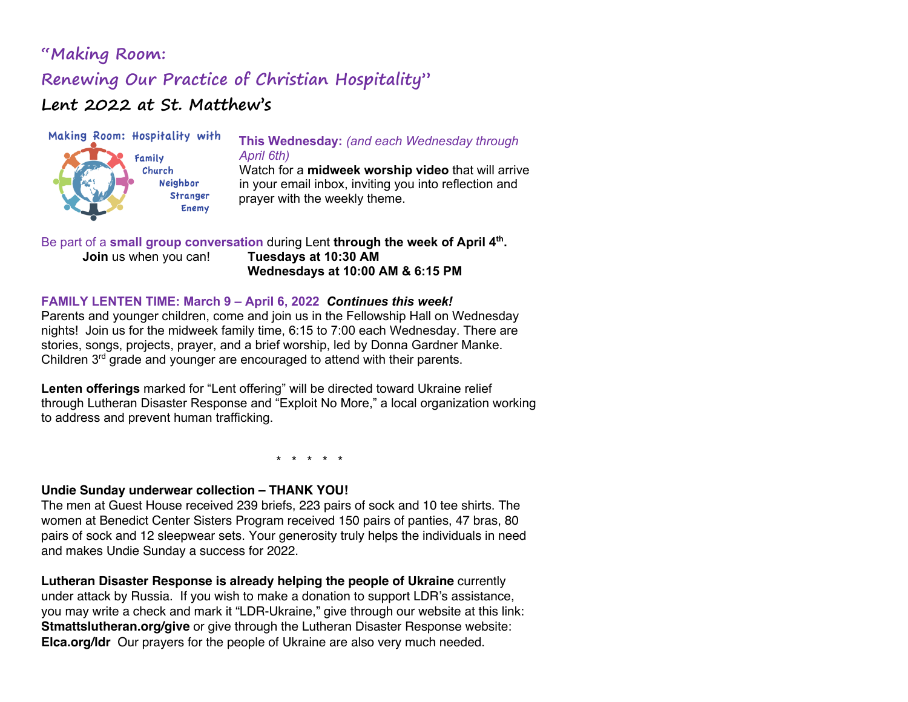# "Making Room: Renewing Our Practice of Christian Hospitality"

## Lent 2022 at St. Matthew's

Making Room: Hospitality with

Family
Church
Neighbor
Stranger
Enemy

**This Wednesday:** *(and each Wednesday through April 6th)*
Watch for a **midweek worship video** that will arrive in your email inbox, inviting you into reflection and prayer with the weekly theme.

Be part of a **small group conversation** during Lent **through the week of April 4th.**
**Join** us when you can! **Tuesdays at 10:30 AM**
**Wednesdays at 10:00 AM & 6:15 PM**

**FAMILY LENTEN TIME: March 9 – April 6, 2022** ***Continues this week!***
Parents and younger children, come and join us in the Fellowship Hall on Wednesday nights! Join us for the midweek family time, 6:15 to 7:00 each Wednesday. There are stories, songs, projects, prayer, and a brief worship, led by Donna Gardner Manke. Children 3rd grade and younger are encouraged to attend with their parents.

**Lenten offerings** marked for "Lent offering" will be directed toward Ukraine relief through Lutheran Disaster Response and "Exploit No More," a local organization working to address and prevent human trafficking.

\* \* \* \* \*

**Undie Sunday underwear collection – THANK YOU!**
The men at Guest House received 239 briefs, 223 pairs of sock and 10 tee shirts. The women at Benedict Center Sisters Program received 150 pairs of panties, 47 bras, 80 pairs of sock and 12 sleepwear sets. Your generosity truly helps the individuals in need and makes Undie Sunday a success for 2022.

**Lutheran Disaster Response is already helping the people of Ukraine** currently under attack by Russia. If you wish to make a donation to support LDR's assistance, you may write a check and mark it "LDR-Ukraine," give through our website at this link: **Stmattslutheran.org/give** or give through the Lutheran Disaster Response website: **Elca.org/ldr** Our prayers for the people of Ukraine are also very much needed.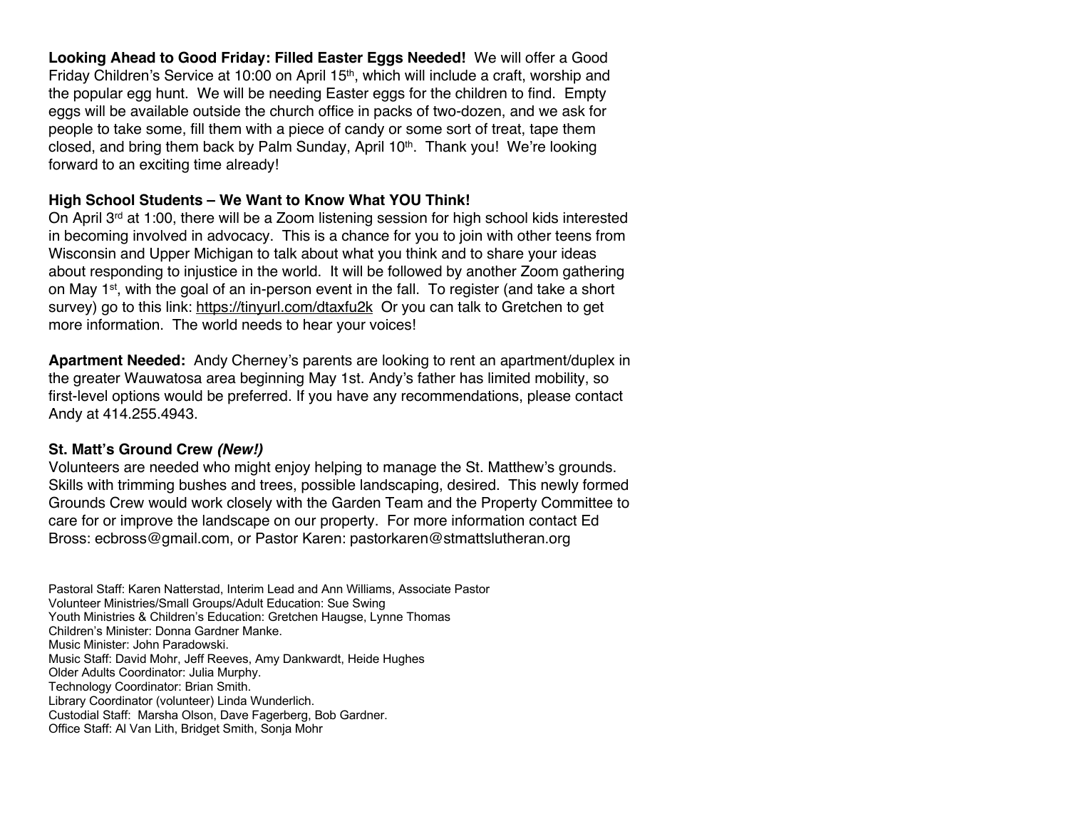**Looking Ahead to Good Friday: Filled Easter Eggs Needed!** We will offer a Good Friday Children's Service at 10:00 on April 15th, which will include a craft, worship and the popular egg hunt. We will be needing Easter eggs for the children to find. Empty eggs will be available outside the church office in packs of two-dozen, and we ask for people to take some, fill them with a piece of candy or some sort of treat, tape them closed, and bring them back by Palm Sunday, April 10th. Thank you! We're looking forward to an exciting time already!

**High School Students – We Want to Know What YOU Think!**
On April 3rd at 1:00, there will be a Zoom listening session for high school kids interested in becoming involved in advocacy. This is a chance for you to join with other teens from Wisconsin and Upper Michigan to talk about what you think and to share your ideas about responding to injustice in the world. It will be followed by another Zoom gathering on May 1st, with the goal of an in-person event in the fall. To register (and take a short survey) go to this link: https://tinyurl.com/dtaxfu2k Or you can talk to Gretchen to get more information. The world needs to hear your voices!

**Apartment Needed:** Andy Cherney's parents are looking to rent an apartment/duplex in the greater Wauwatosa area beginning May 1st. Andy's father has limited mobility, so first-level options would be preferred. If you have any recommendations, please contact Andy at 414.255.4943.

**St. Matt's Ground Crew *(New!)***
Volunteers are needed who might enjoy helping to manage the St. Matthew's grounds. Skills with trimming bushes and trees, possible landscaping, desired. This newly formed Grounds Crew would work closely with the Garden Team and the Property Committee to care for or improve the landscape on our property. For more information contact Ed Bross: ecbross@gmail.com, or Pastor Karen: pastorkaren@stmattslutheran.org

Pastoral Staff: Karen Natterstad, Interim Lead and Ann Williams, Associate Pastor
Volunteer Ministries/Small Groups/Adult Education: Sue Swing
Youth Ministries & Children's Education: Gretchen Haugse, Lynne Thomas
Children's Minister: Donna Gardner Manke.
Music Minister: John Paradowski.
Music Staff: David Mohr, Jeff Reeves, Amy Dankwardt, Heide Hughes
Older Adults Coordinator: Julia Murphy.
Technology Coordinator: Brian Smith.
Library Coordinator (volunteer) Linda Wunderlich.
Custodial Staff: Marsha Olson, Dave Fagerberg, Bob Gardner.
Office Staff: Al Van Lith, Bridget Smith, Sonja Mohr